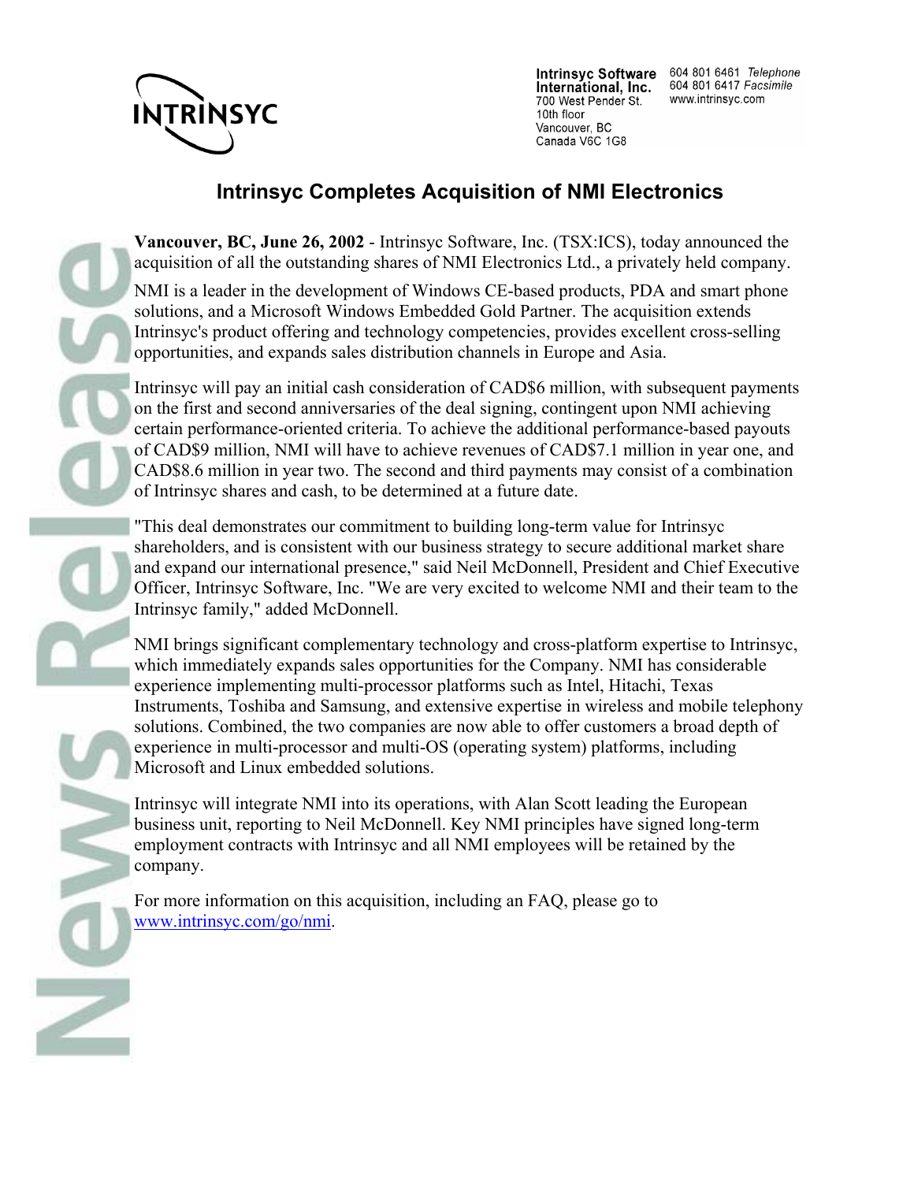Intrinsyc Software International, Inc.
700 West Pender St.
10th floor
Vancouver, BC
Canada V6C 1G8

604 801 6461 *Telephone*
604 801 6417 *Facsimile*
www.intrinsyc.com

# Intrinsyc Completes Acquisition of NMI Electronics

**Vancouver, BC, June 26, 2002** - Intrinsyc Software, Inc. (TSX:ICS), today announced the acquisition of all the outstanding shares of NMI Electronics Ltd., a privately held company.

NMI is a leader in the development of Windows CE-based products, PDA and smart phone solutions, and a Microsoft Windows Embedded Gold Partner. The acquisition extends Intrinsyc's product offering and technology competencies, provides excellent cross-selling opportunities, and expands sales distribution channels in Europe and Asia.

Intrinsyc will pay an initial cash consideration of CAD$6 million, with subsequent payments on the first and second anniversaries of the deal signing, contingent upon NMI achieving certain performance-oriented criteria. To achieve the additional performance-based payouts of CAD$9 million, NMI will have to achieve revenues of CAD$7.1 million in year one, and CAD$8.6 million in year two. The second and third payments may consist of a combination of Intrinsyc shares and cash, to be determined at a future date.

"This deal demonstrates our commitment to building long-term value for Intrinsyc shareholders, and is consistent with our business strategy to secure additional market share and expand our international presence," said Neil McDonnell, President and Chief Executive Officer, Intrinsyc Software, Inc. "We are very excited to welcome NMI and their team to the Intrinsyc family," added McDonnell.

NMI brings significant complementary technology and cross-platform expertise to Intrinsyc, which immediately expands sales opportunities for the Company. NMI has considerable experience implementing multi-processor platforms such as Intel, Hitachi, Texas Instruments, Toshiba and Samsung, and extensive expertise in wireless and mobile telephony solutions. Combined, the two companies are now able to offer customers a broad depth of experience in multi-processor and multi-OS (operating system) platforms, including Microsoft and Linux embedded solutions.

Intrinsyc will integrate NMI into its operations, with Alan Scott leading the European business unit, reporting to Neil McDonnell. Key NMI principles have signed long-term employment contracts with Intrinsyc and all NMI employees will be retained by the company.

For more information on this acquisition, including an FAQ, please go to www.intrinsyc.com/go/nmi.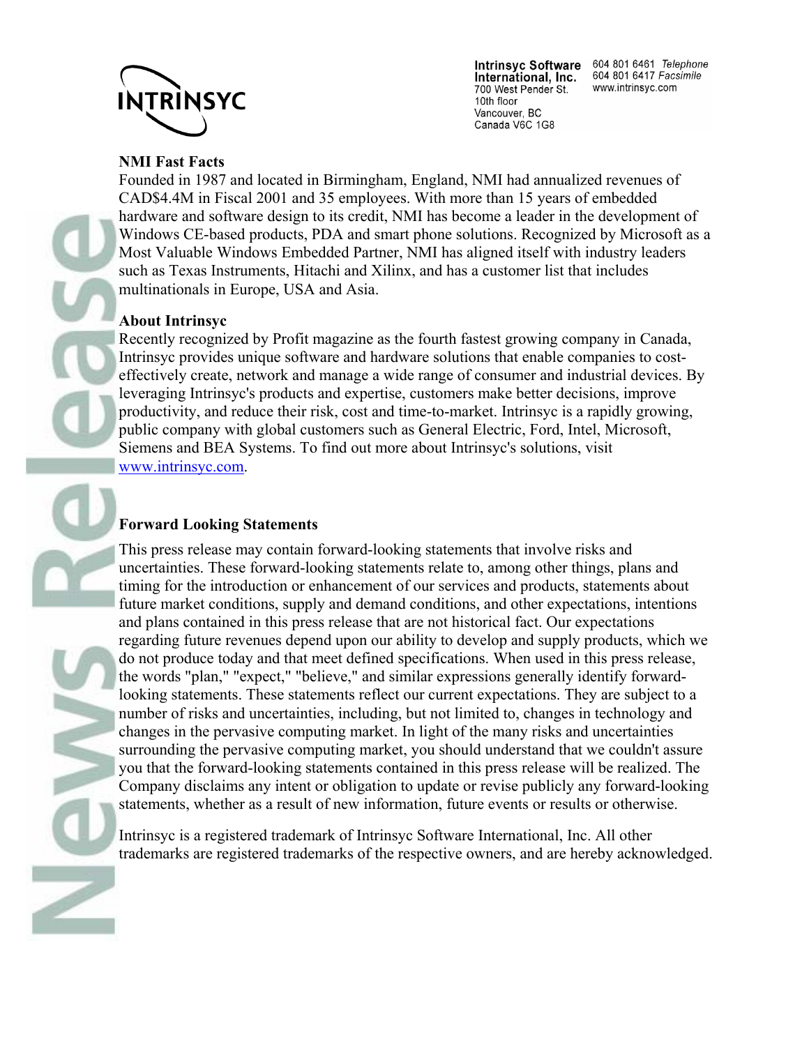**NMI Fast Facts**

Founded in 1987 and located in Birmingham, England, NMI had annualized revenues of CAD$4.4M in Fiscal 2001 and 35 employees. With more than 15 years of embedded hardware and software design to its credit, NMI has become a leader in the development of Windows CE-based products, PDA and smart phone solutions. Recognized by Microsoft as a Most Valuable Windows Embedded Partner, NMI has aligned itself with industry leaders such as Texas Instruments, Hitachi and Xilinx, and has a customer list that includes multinationals in Europe, USA and Asia.

**About Intrinsyc**

Recently recognized by Profit magazine as the fourth fastest growing company in Canada, Intrinsyc provides unique software and hardware solutions that enable companies to cost-effectively create, network and manage a wide range of consumer and industrial devices. By leveraging Intrinsyc's products and expertise, customers make better decisions, improve productivity, and reduce their risk, cost and time-to-market. Intrinsyc is a rapidly growing, public company with global customers such as General Electric, Ford, Intel, Microsoft, Siemens and BEA Systems. To find out more about Intrinsyc's solutions, visit www.intrinsyc.com.

**Forward Looking Statements**

This press release may contain forward-looking statements that involve risks and uncertainties. These forward-looking statements relate to, among other things, plans and timing for the introduction or enhancement of our services and products, statements about future market conditions, supply and demand conditions, and other expectations, intentions and plans contained in this press release that are not historical fact. Our expectations regarding future revenues depend upon our ability to develop and supply products, which we do not produce today and that meet defined specifications. When used in this press release, the words "plan," "expect," "believe," and similar expressions generally identify forward-looking statements. These statements reflect our current expectations. They are subject to a number of risks and uncertainties, including, but not limited to, changes in technology and changes in the pervasive computing market. In light of the many risks and uncertainties surrounding the pervasive computing market, you should understand that we couldn't assure you that the forward-looking statements contained in this press release will be realized. The Company disclaims any intent or obligation to update or revise publicly any forward-looking statements, whether as a result of new information, future events or results or otherwise.

Intrinsyc is a registered trademark of Intrinsyc Software International, Inc. All other trademarks are registered trademarks of the respective owners, and are hereby acknowledged.